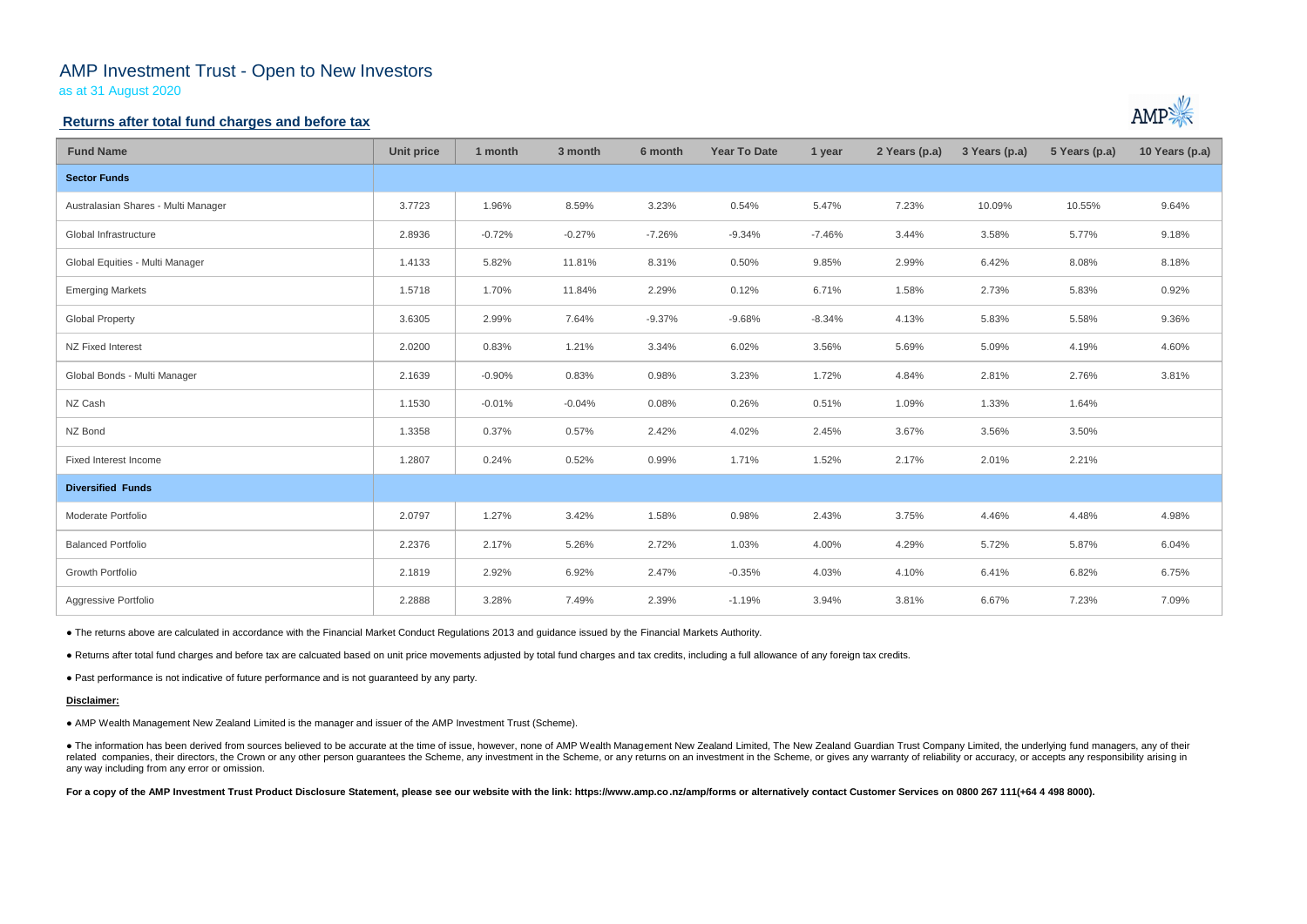# AMP Investment Trust - Open to New Investors

as at 31 August 2020

## Returns after total fund charges and before tax

| Fund Name | Unit price | 1 month | 3 month | 6 month | Year To Date | 1 year | 2 Years (p.a) | 3 Years (p.a) | 5 Years (p.a) | 10 Years (p.a) |
|---|---|---|---|---|---|---|---|---|---|---|
| **Sector Funds** | | | | | | | | | | |
| Australasian Shares - Multi Manager | 3.7723 | 1.96% | 8.59% | 3.23% | 0.54% | 5.47% | 7.23% | 10.09% | 10.55% | 9.64% |
| Global Infrastructure | 2.8936 | -0.72% | -0.27% | -7.26% | -9.34% | -7.46% | 3.44% | 3.58% | 5.77% | 9.18% |
| Global Equities - Multi Manager | 1.4133 | 5.82% | 11.81% | 8.31% | 0.50% | 9.85% | 2.99% | 6.42% | 8.08% | 8.18% |
| Emerging Markets | 1.5718 | 1.70% | 11.84% | 2.29% | 0.12% | 6.71% | 1.58% | 2.73% | 5.83% | 0.92% |
| Global Property | 3.6305 | 2.99% | 7.64% | -9.37% | -9.68% | -8.34% | 4.13% | 5.83% | 5.58% | 9.36% |
| NZ Fixed Interest | 2.0200 | 0.83% | 1.21% | 3.34% | 6.02% | 3.56% | 5.69% | 5.09% | 4.19% | 4.60% |
| Global Bonds - Multi Manager | 2.1639 | -0.90% | 0.83% | 0.98% | 3.23% | 1.72% | 4.84% | 2.81% | 2.76% | 3.81% |
| NZ Cash | 1.1530 | -0.01% | -0.04% | 0.08% | 0.26% | 0.51% | 1.09% | 1.33% | 1.64% | |
| NZ Bond | 1.3358 | 0.37% | 0.57% | 2.42% | 4.02% | 2.45% | 3.67% | 3.56% | 3.50% | |
| Fixed Interest Income | 1.2807 | 0.24% | 0.52% | 0.99% | 1.71% | 1.52% | 2.17% | 2.01% | 2.21% | |
| **Diversified Funds** | | | | | | | | | | |
| Moderate Portfolio | 2.0797 | 1.27% | 3.42% | 1.58% | 0.98% | 2.43% | 3.75% | 4.46% | 4.48% | 4.98% |
| Balanced Portfolio | 2.2376 | 2.17% | 5.26% | 2.72% | 1.03% | 4.00% | 4.29% | 5.72% | 5.87% | 6.04% |
| Growth Portfolio | 2.1819 | 2.92% | 6.92% | 2.47% | -0.35% | 4.03% | 4.10% | 6.41% | 6.82% | 6.75% |
| Aggressive Portfolio | 2.2888 | 3.28% | 7.49% | 2.39% | -1.19% | 3.94% | 3.81% | 6.67% | 7.23% | 7.09% |

- The returns above are calculated in accordance with the Financial Market Conduct Regulations 2013 and guidance issued by the Financial Markets Authority.
- Returns after total fund charges and before tax are calcuated based on unit price movements adjusted by total fund charges and tax credits, including a full allowance of any foreign tax credits.
- Past performance is not indicative of future performance and is not guaranteed by any party.

**Disclaimer:**

- AMP Wealth Management New Zealand Limited is the manager and issuer of the AMP Investment Trust (Scheme).
- The information has been derived from sources believed to be accurate at the time of issue, however, none of AMP Wealth Management New Zealand Limited, The New Zealand Guardian Trust Company Limited, the underlying fund managers, any of their related companies, their directors, the Crown or any other person guarantees the Scheme, any investment in the Scheme, or any returns on an investment in the Scheme, or gives any warranty of reliability or accuracy, or accepts any responsibility arising in any way including from any error or omission.

**For a copy of the AMP Investment Trust Product Disclosure Statement, please see our website with the link: https://www.amp.co.nz/amp/forms or alternatively contact Customer Services on 0800 267 111(+64 4 498 8000).**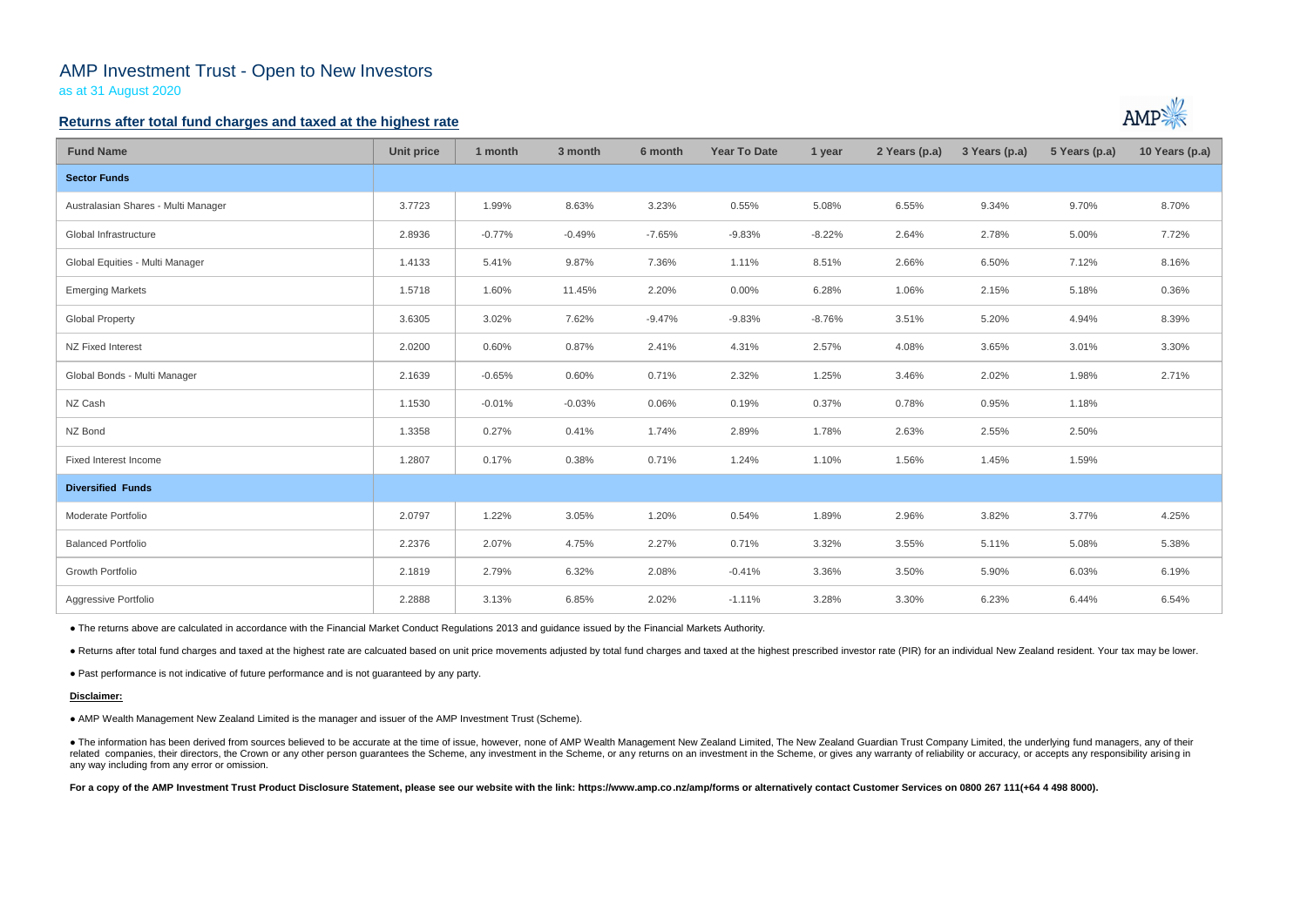# AMP Investment Trust - Open to New Investors

as at 31 August 2020

## Returns after total fund charges and taxed at the highest rate

| Fund Name | Unit price | 1 month | 3 month | 6 month | Year To Date | 1 year | 2 Years (p.a) | 3 Years (p.a) | 5 Years (p.a) | 10 Years (p.a) |
|---|---|---|---|---|---|---|---|---|---|---|
| **Sector Funds** | | | | | | | | | | |
| Australasian Shares - Multi Manager | 3.7723 | 1.99% | 8.63% | 3.23% | 0.55% | 5.08% | 6.55% | 9.34% | 9.70% | 8.70% |
| Global Infrastructure | 2.8936 | -0.77% | -0.49% | -7.65% | -9.83% | -8.22% | 2.64% | 2.78% | 5.00% | 7.72% |
| Global Equities - Multi Manager | 1.4133 | 5.41% | 9.87% | 7.36% | 1.11% | 8.51% | 2.66% | 6.50% | 7.12% | 8.16% |
| Emerging Markets | 1.5718 | 1.60% | 11.45% | 2.20% | 0.00% | 6.28% | 1.06% | 2.15% | 5.18% | 0.36% |
| Global Property | 3.6305 | 3.02% | 7.62% | -9.47% | -9.83% | -8.76% | 3.51% | 5.20% | 4.94% | 8.39% |
| NZ Fixed Interest | 2.0200 | 0.60% | 0.87% | 2.41% | 4.31% | 2.57% | 4.08% | 3.65% | 3.01% | 3.30% |
| Global Bonds - Multi Manager | 2.1639 | -0.65% | 0.60% | 0.71% | 2.32% | 1.25% | 3.46% | 2.02% | 1.98% | 2.71% |
| NZ Cash | 1.1530 | -0.01% | -0.03% | 0.06% | 0.19% | 0.37% | 0.78% | 0.95% | 1.18% | |
| NZ Bond | 1.3358 | 0.27% | 0.41% | 1.74% | 2.89% | 1.78% | 2.63% | 2.55% | 2.50% | |
| Fixed Interest Income | 1.2807 | 0.17% | 0.38% | 0.71% | 1.24% | 1.10% | 1.56% | 1.45% | 1.59% | |
| **Diversified Funds** | | | | | | | | | | |
| Moderate Portfolio | 2.0797 | 1.22% | 3.05% | 1.20% | 0.54% | 1.89% | 2.96% | 3.82% | 3.77% | 4.25% |
| Balanced Portfolio | 2.2376 | 2.07% | 4.75% | 2.27% | 0.71% | 3.32% | 3.55% | 5.11% | 5.08% | 5.38% |
| Growth Portfolio | 2.1819 | 2.79% | 6.32% | 2.08% | -0.41% | 3.36% | 3.50% | 5.90% | 6.03% | 6.19% |
| Aggressive Portfolio | 2.2888 | 3.13% | 6.85% | 2.02% | -1.11% | 3.28% | 3.30% | 6.23% | 6.44% | 6.54% |

- The returns above are calculated in accordance with the Financial Market Conduct Regulations 2013 and guidance issued by the Financial Markets Authority.
- Returns after total fund charges and taxed at the highest rate are calcuated based on unit price movements adjusted by total fund charges and taxed at the highest prescribed investor rate (PIR) for an individual New Zealand resident. Your tax may be lower.
- Past performance is not indicative of future performance and is not guaranteed by any party.

**Disclaimer:**

- AMP Wealth Management New Zealand Limited is the manager and issuer of the AMP Investment Trust (Scheme).
- The information has been derived from sources believed to be accurate at the time of issue, however, none of AMP Wealth Management New Zealand Limited, The New Zealand Guardian Trust Company Limited, the underlying fund managers, any of their related companies, their directors, the Crown or any other person guarantees the Scheme, any investment in the Scheme, or any returns on an investment in the Scheme, or gives any warranty of reliability or accuracy, or accepts any responsibility arising in any way including from any error or omission.

**For a copy of the AMP Investment Trust Product Disclosure Statement, please see our website with the link: https://www.amp.co.nz/amp/forms or alternatively contact Customer Services on 0800 267 111(+64 4 498 8000).**